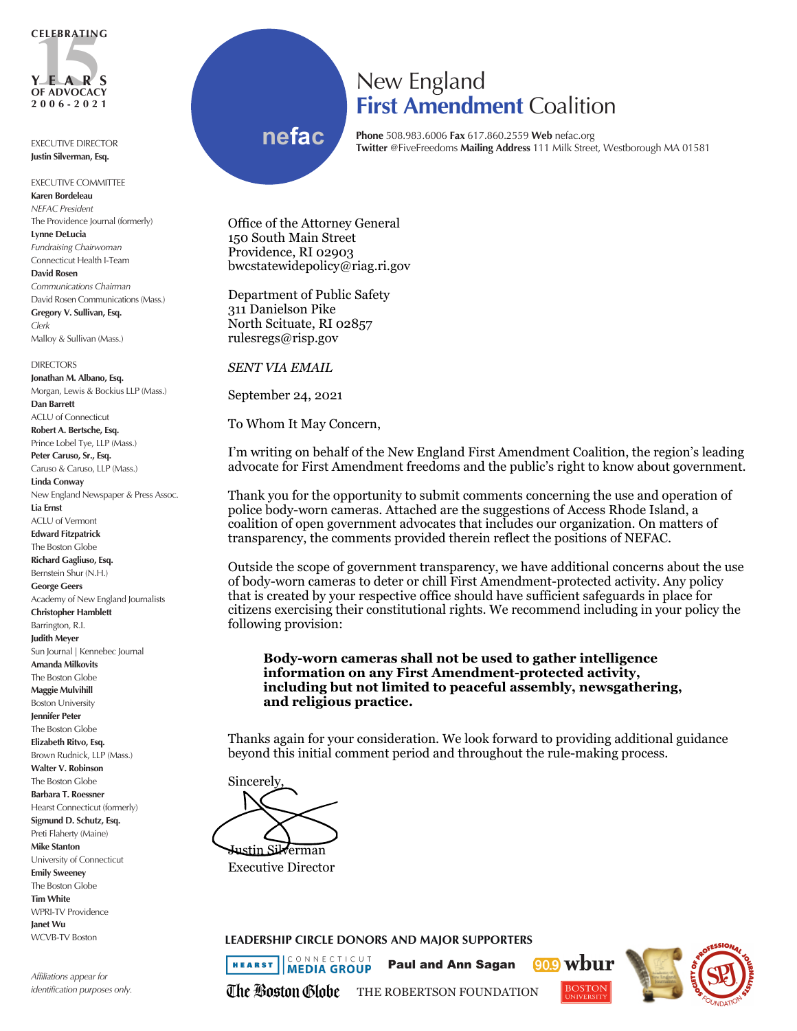CELEBRATING 15 YEARS OF ADVOCACY 2006-2021

nefac

# New England **First Amendment** Coalition

**Phone** 508.983.6006 **Fax** 617.860.2559 **Web** nefac.org
**Twitter** @FiveFreedoms **Mailing Address** 111 Milk Street, Westborough MA 01581

EXECUTIVE DIRECTOR
**Justin Silverman, Esq.**

EXECUTIVE COMMITTEE
**Karen Bordeleau**
*NEFAC President*
The Providence Journal (formerly)
**Lynne DeLucia**
*Fundraising Chairwoman*
Connecticut Health I-Team
**David Rosen**
*Communications Chairman*
David Rosen Communications (Mass.)
**Gregory V. Sullivan, Esq.**
*Clerk*
Malloy & Sullivan (Mass.)

DIRECTORS
**Jonathan M. Albano, Esq.**
Morgan, Lewis & Bockius LLP (Mass.)
**Dan Barrett**
ACLU of Connecticut
**Robert A. Bertsche, Esq.**
Prince Lobel Tye, LLP (Mass.)
**Peter Caruso, Sr., Esq.**
Caruso & Caruso, LLP (Mass.)
**Linda Conway**
New England Newspaper & Press Assoc.
**Lia Ernst**
ACLU of Vermont
**Edward Fitzpatrick**
The Boston Globe
**Richard Gagliuso, Esq.**
Bernstein Shur (N.H.)
**George Geers**
Academy of New England Journalists
**Christopher Hamblett**
Barrington, R.I.
**Judith Meyer**
Sun Journal | Kennebec Journal
**Amanda Milkovits**
The Boston Globe
**Maggie Mulvihill**
Boston University
**Jennifer Peter**
The Boston Globe
**Elizabeth Ritvo, Esq.**
Brown Rudnick, LLP (Mass.)
**Walter V. Robinson**
The Boston Globe
**Barbara T. Roessner**
Hearst Connecticut (formerly)
**Sigmund D. Schutz, Esq.**
Preti Flaherty (Maine)
**Mike Stanton**
University of Connecticut
**Emily Sweeney**
The Boston Globe
**Tim White**
WPRI-TV Providence
**Janet Wu**
WCVB-TV Boston

*Affiliations appear for identification purposes only.*

Office of the Attorney General
150 South Main Street
Providence, RI 02903
bwcstatewidepolicy@riag.ri.gov

Department of Public Safety
311 Danielson Pike
North Scituate, RI 02857
rulesregs@risp.gov

*SENT VIA EMAIL*

September 24, 2021

To Whom It May Concern,

I'm writing on behalf of the New England First Amendment Coalition, the region's leading advocate for First Amendment freedoms and the public's right to know about government.

Thank you for the opportunity to submit comments concerning the use and operation of police body-worn cameras. Attached are the suggestions of Access Rhode Island, a coalition of open government advocates that includes our organization. On matters of transparency, the comments provided therein reflect the positions of NEFAC.

Outside the scope of government transparency, we have additional concerns about the use of body-worn cameras to deter or chill First Amendment-protected activity. Any policy that is created by your respective office should have sufficient safeguards in place for citizens exercising their constitutional rights. We recommend including in your policy the following provision:

> **Body-worn cameras shall not be used to gather intelligence information on any First Amendment-protected activity, including but not limited to peaceful assembly, newsgathering, and religious practice.**

Thanks again for your consideration. We look forward to providing additional guidance beyond this initial comment period and throughout the rule-making process.

Sincerely,

Justin Silverman
Executive Director

LEADERSHIP CIRCLE DONORS AND MAJOR SUPPORTERS

HEARST | CONNECTICUT MEDIA GROUP — Paul and Ann Sagan — 90.9 wbur — The Boston Globe — THE ROBERTSON FOUNDATION — BOSTON UNIVERSITY — SOCIETY OF PROFESSIONAL JOURNALISTS FOUNDATION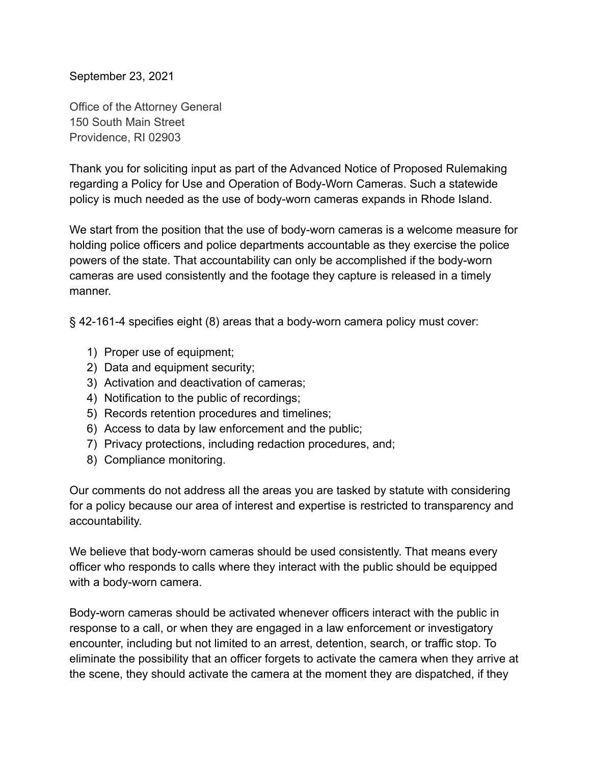September 23, 2021

Office of the Attorney General
150 South Main Street
Providence, RI 02903

Thank you for soliciting input as part of the Advanced Notice of Proposed Rulemaking regarding a Policy for Use and Operation of Body-Worn Cameras. Such a statewide policy is much needed as the use of body-worn cameras expands in Rhode Island.

We start from the position that the use of body-worn cameras is a welcome measure for holding police officers and police departments accountable as they exercise the police powers of the state. That accountability can only be accomplished if the body-worn cameras are used consistently and the footage they capture is released in a timely manner.

§ 42-161-4 specifies eight (8) areas that a body-worn camera policy must cover:

1) Proper use of equipment;
2) Data and equipment security;
3) Activation and deactivation of cameras;
4) Notification to the public of recordings;
5) Records retention procedures and timelines;
6) Access to data by law enforcement and the public;
7) Privacy protections, including redaction procedures, and;
8) Compliance monitoring.

Our comments do not address all the areas you are tasked by statute with considering for a policy because our area of interest and expertise is restricted to transparency and accountability.

We believe that body-worn cameras should be used consistently. That means every officer who responds to calls where they interact with the public should be equipped with a body-worn camera.

Body-worn cameras should be activated whenever officers interact with the public in response to a call, or when they are engaged in a law enforcement or investigatory encounter, including but not limited to an arrest, detention, search, or traffic stop. To eliminate the possibility that an officer forgets to activate the camera when they arrive at the scene, they should activate the camera at the moment they are dispatched, if they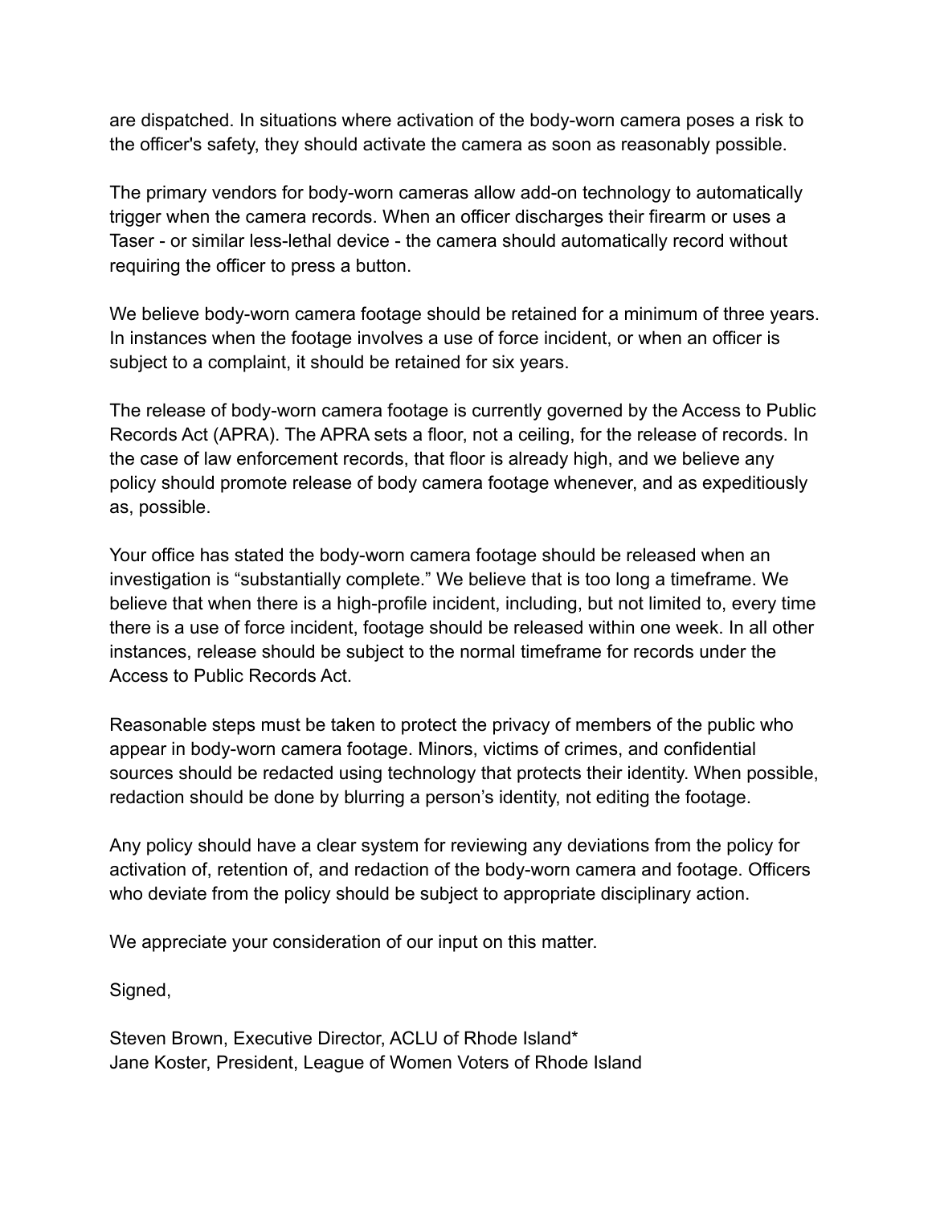are dispatched. In situations where activation of the body-worn camera poses a risk to the officer's safety, they should activate the camera as soon as reasonably possible.

The primary vendors for body-worn cameras allow add-on technology to automatically trigger when the camera records. When an officer discharges their firearm or uses a Taser - or similar less-lethal device - the camera should automatically record without requiring the officer to press a button.

We believe body-worn camera footage should be retained for a minimum of three years. In instances when the footage involves a use of force incident, or when an officer is subject to a complaint, it should be retained for six years.

The release of body-worn camera footage is currently governed by the Access to Public Records Act (APRA). The APRA sets a floor, not a ceiling, for the release of records. In the case of law enforcement records, that floor is already high, and we believe any policy should promote release of body camera footage whenever, and as expeditiously as, possible.

Your office has stated the body-worn camera footage should be released when an investigation is "substantially complete." We believe that is too long a timeframe. We believe that when there is a high-profile incident, including, but not limited to, every time there is a use of force incident, footage should be released within one week. In all other instances, release should be subject to the normal timeframe for records under the Access to Public Records Act.

Reasonable steps must be taken to protect the privacy of members of the public who appear in body-worn camera footage. Minors, victims of crimes, and confidential sources should be redacted using technology that protects their identity. When possible, redaction should be done by blurring a person's identity, not editing the footage.

Any policy should have a clear system for reviewing any deviations from the policy for activation of, retention of, and redaction of the body-worn camera and footage. Officers who deviate from the policy should be subject to appropriate disciplinary action.

We appreciate your consideration of our input on this matter.

Signed,

Steven Brown, Executive Director, ACLU of Rhode Island*
Jane Koster, President, League of Women Voters of Rhode Island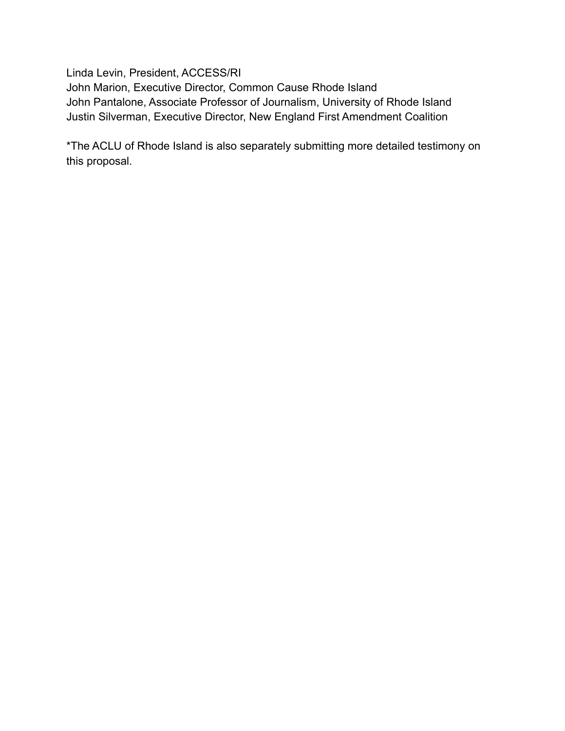Linda Levin, President, ACCESS/RI
John Marion, Executive Director, Common Cause Rhode Island
John Pantalone, Associate Professor of Journalism, University of Rhode Island
Justin Silverman, Executive Director, New England First Amendment Coalition

*The ACLU of Rhode Island is also separately submitting more detailed testimony on this proposal.